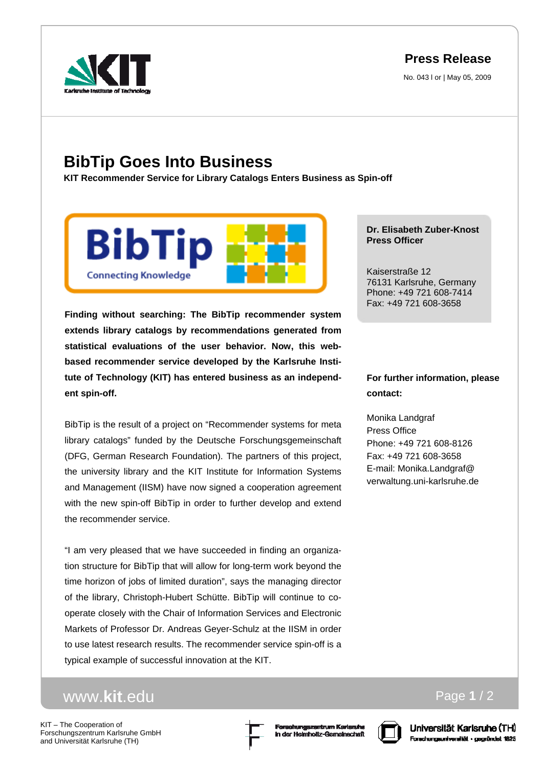**Press Release**

No. 043 l or | May 05, 2009

# BibTip Goes Into Business

**KIT Recommender Service for Library Catalogs Enters Business as Spin-off**

**Finding without searching: The BibTip recommender system extends library catalogs by recommendations generated from statistical evaluations of the user behavior. Now, this web-based recommender service developed by the Karlsruhe Institute of Technology (KIT) has entered business as an independent spin-off.**

BibTip is the result of a project on “Recommender systems for meta library catalogs” funded by the Deutsche Forschungsgemeinschaft (DFG, German Research Foundation). The partners of this project, the university library and the KIT Institute for Information Systems and Management (IISM) have now signed a cooperation agreement with the new spin-off BibTip in order to further develop and extend the recommender service.

“I am very pleased that we have succeeded in finding an organization structure for BibTip that will allow for long-term work beyond the time horizon of jobs of limited duration”, says the managing director of the library, Christoph-Hubert Schütte. BibTip will continue to co-operate closely with the Chair of Information Services and Electronic Markets of Professor Dr. Andreas Geyer-Schulz at the IISM in order to use latest research results. The recommender service spin-off is a typical example of successful innovation at the KIT.

**Dr. Elisabeth Zuber-Knost**
**Press Officer**

Kaiserstraße 12
76131 Karlsruhe, Germany
Phone: +49 721 608-7414
Fax: +49 721 608-3658

**For further information, please contact:**

Monika Landgraf
Press Office
Phone: +49 721 608-8126
Fax: +49 721 608-3658
E-mail: Monika.Landgraf@verwaltung.uni-karlsruhe.de

www.kit.edu

KIT – The Cooperation of Forschungszentrum Karlsruhe GmbH and Universität Karlsruhe (TH)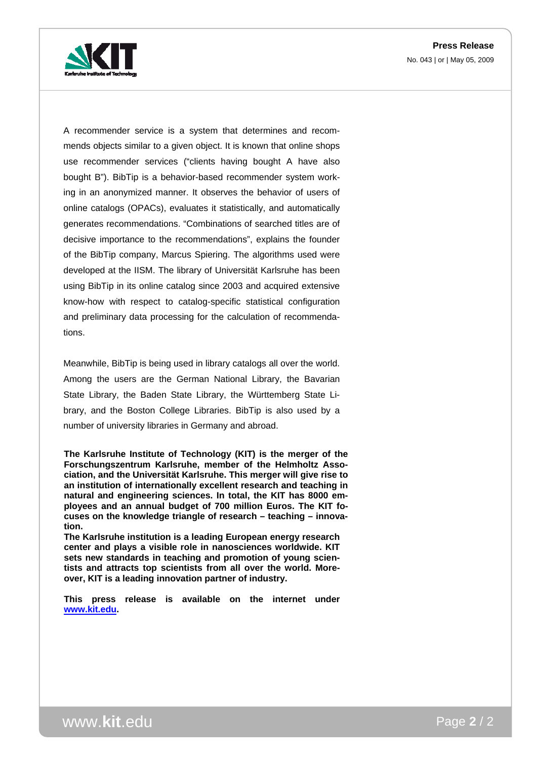A recommender service is a system that determines and recommends objects similar to a given object. It is known that online shops use recommender services ("clients having bought A have also bought B"). BibTip is a behavior-based recommender system working in an anonymized manner. It observes the behavior of users of online catalogs (OPACs), evaluates it statistically, and automatically generates recommendations. "Combinations of searched titles are of decisive importance to the recommendations", explains the founder of the BibTip company, Marcus Spiering. The algorithms used were developed at the IISM. The library of Universität Karlsruhe has been using BibTip in its online catalog since 2003 and acquired extensive know-how with respect to catalog-specific statistical configuration and preliminary data processing for the calculation of recommendations.

Meanwhile, BibTip is being used in library catalogs all over the world. Among the users are the German National Library, the Bavarian State Library, the Baden State Library, the Württemberg State Library, and the Boston College Libraries. BibTip is also used by a number of university libraries in Germany and abroad.

**The Karlsruhe Institute of Technology (KIT) is the merger of the Forschungszentrum Karlsruhe, member of the Helmholtz Association, and the Universität Karlsruhe. This merger will give rise to an institution of internationally excellent research and teaching in natural and engineering sciences. In total, the KIT has 8000 employees and an annual budget of 700 million Euros. The KIT focuses on the knowledge triangle of research – teaching – innovation.**
**The Karlsruhe institution is a leading European energy research center and plays a visible role in nanosciences worldwide. KIT sets new standards in teaching and promotion of young scientists and attracts top scientists from all over the world. Moreover, KIT is a leading innovation partner of industry.**

**This press release is available on the internet under [www.kit.edu](http://www.kit.edu).**